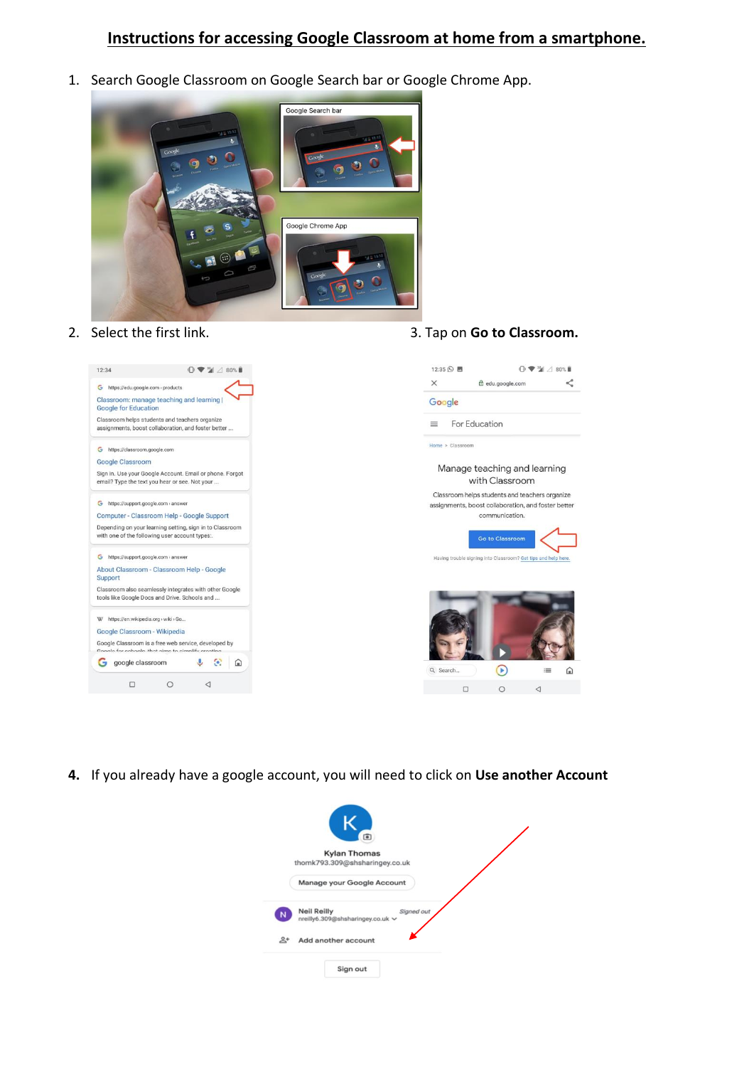# Instructions for accessing Google Classroom at home from a smartphone.

1. Search Google Classroom on Google Search bar or Google Chrome App.

2. Select the first link.

3. Tap on **Go to Classroom.**

4. If you already have a google account, you will need to click on **Use another Account**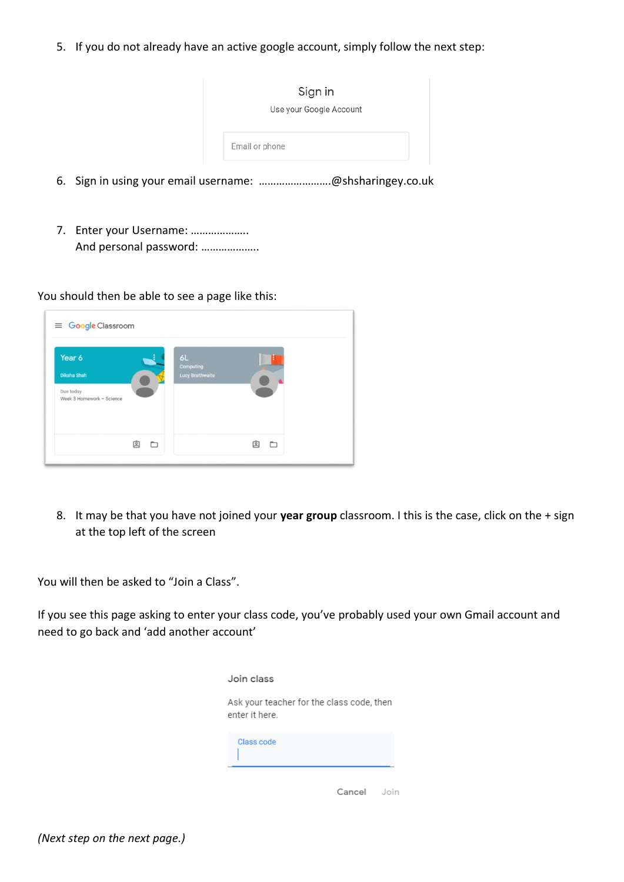5. If you do not already have an active google account, simply follow the next step:

6. Sign in using your email username: …………………….@shsharingey.co.uk

7. Enter your Username: ……………….
   And personal password: ……………….

You should then be able to see a page like this:

8. It may be that you have not joined your **year group** classroom. I this is the case, click on the + sign at the top left of the screen

You will then be asked to "Join a Class".

If you see this page asking to enter your class code, you've probably used your own Gmail account and need to go back and 'add another account'

*(Next step on the next page.)*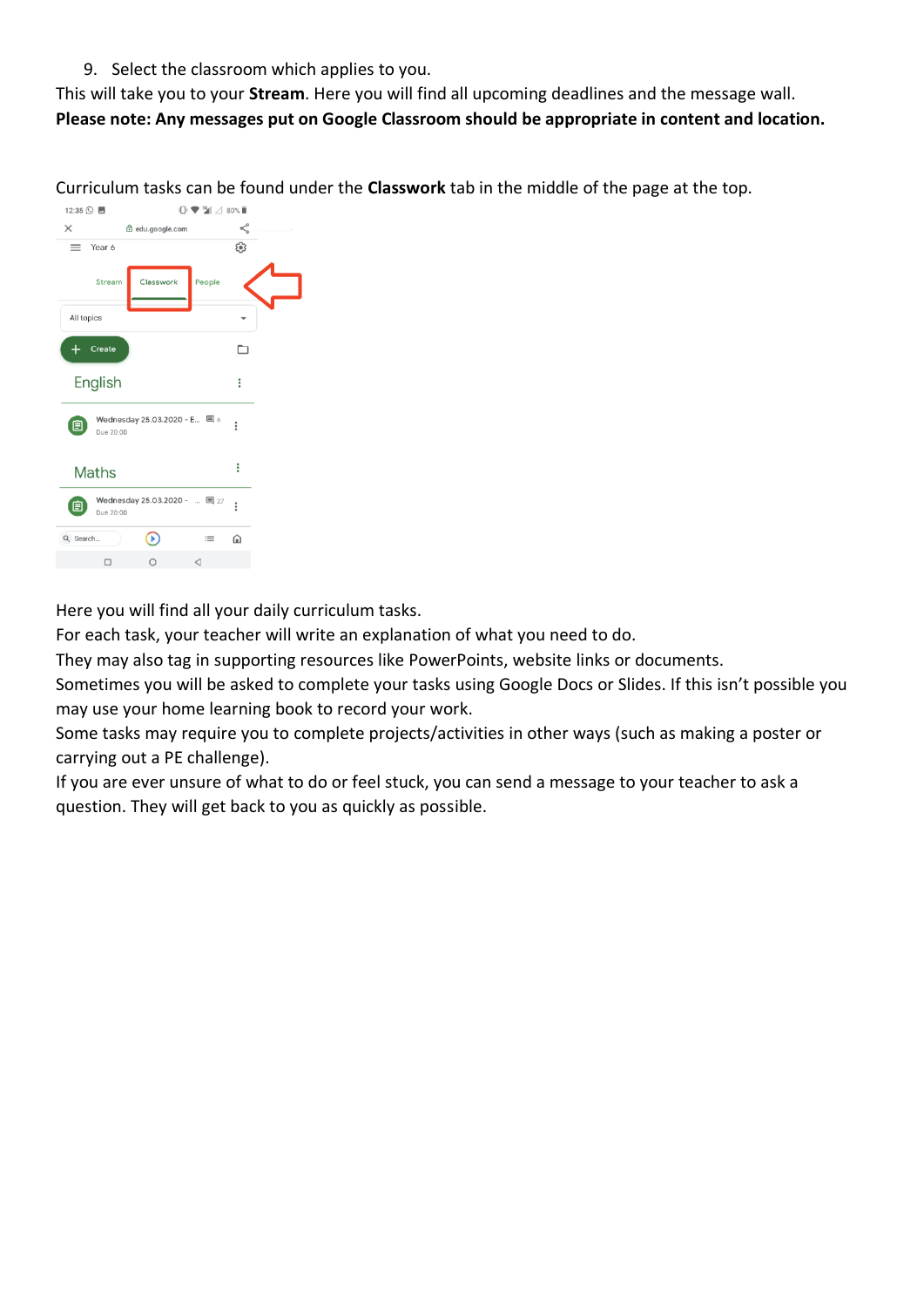9. Select the classroom which applies to you.

This will take you to your **Stream**. Here you will find all upcoming deadlines and the message wall.

**Please note: Any messages put on Google Classroom should be appropriate in content and location.**

Curriculum tasks can be found under the **Classwork** tab in the middle of the page at the top.

Here you will find all your daily curriculum tasks.

For each task, your teacher will write an explanation of what you need to do.

They may also tag in supporting resources like PowerPoints, website links or documents.

Sometimes you will be asked to complete your tasks using Google Docs or Slides. If this isn't possible you may use your home learning book to record your work.

Some tasks may require you to complete projects/activities in other ways (such as making a poster or carrying out a PE challenge).

If you are ever unsure of what to do or feel stuck, you can send a message to your teacher to ask a question. They will get back to you as quickly as possible.